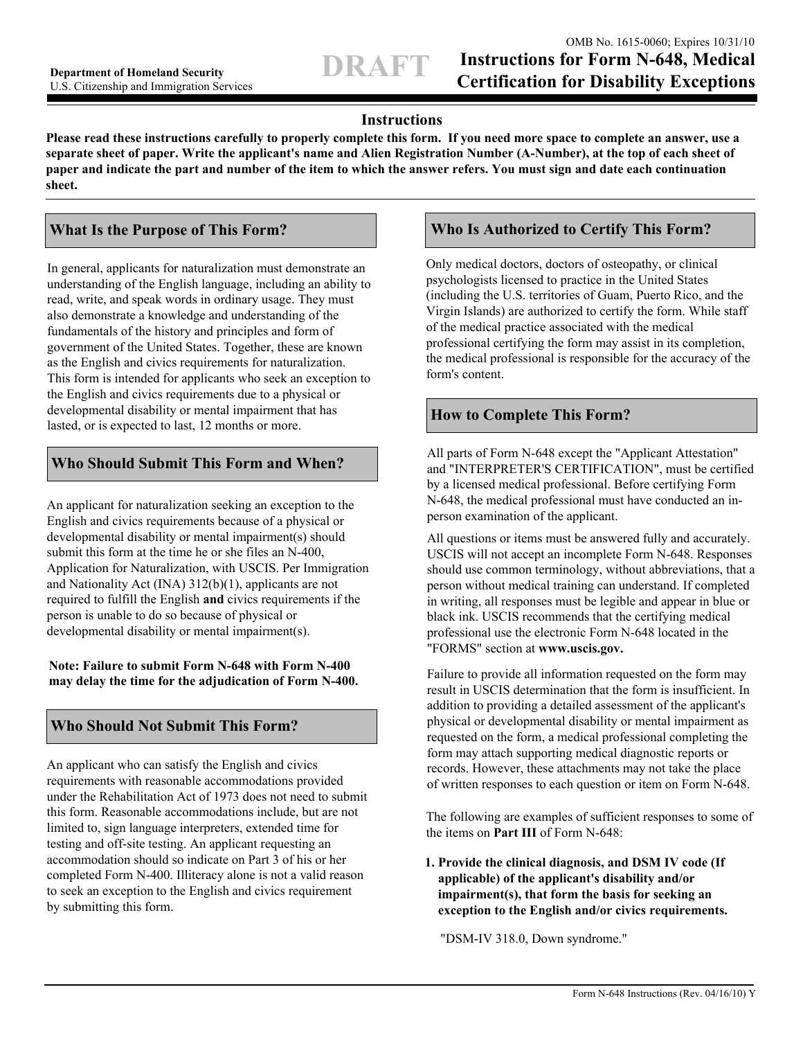OMB No. 1615-0060; Expires 10/31/10

**Department of Homeland Security**
U.S. Citizenship and Immigration Services

DRAFT

# Instructions for Form N-648, Medical Certification for Disability Exceptions

## Instructions

**Please read these instructions carefully to properly complete this form. If you need more space to complete an answer, use a separate sheet of paper. Write the applicant's name and Alien Registration Number (A-Number), at the top of each sheet of paper and indicate the part and number of the item to which the answer refers. You must sign and date each continuation sheet.**

## What Is the Purpose of This Form?

In general, applicants for naturalization must demonstrate an understanding of the English language, including an ability to read, write, and speak words in ordinary usage. They must also demonstrate a knowledge and understanding of the fundamentals of the history and principles and form of government of the United States. Together, these are known as the English and civics requirements for naturalization. This form is intended for applicants who seek an exception to the English and civics requirements due to a physical or developmental disability or mental impairment that has lasted, or is expected to last, 12 months or more.

## Who Should Submit This Form and When?

An applicant for naturalization seeking an exception to the English and civics requirements because of a physical or developmental disability or mental impairment(s) should submit this form at the time he or she files an N-400, Application for Naturalization, with USCIS. Per Immigration and Nationality Act (INA) 312(b)(1), applicants are not required to fulfill the English **and** civics requirements if the person is unable to do so because of physical or developmental disability or mental impairment(s).

**Note: Failure to submit Form N-648 with Form N-400 may delay the time for the adjudication of Form N-400.**

## Who Should Not Submit This Form?

An applicant who can satisfy the English and civics requirements with reasonable accommodations provided under the Rehabilitation Act of 1973 does not need to submit this form. Reasonable accommodations include, but are not limited to, sign language interpreters, extended time for testing and off-site testing. An applicant requesting an accommodation should so indicate on Part 3 of his or her completed Form N-400. Illiteracy alone is not a valid reason to seek an exception to the English and civics requirement by submitting this form.

## Who Is Authorized to Certify This Form?

Only medical doctors, doctors of osteopathy, or clinical psychologists licensed to practice in the United States (including the U.S. territories of Guam, Puerto Rico, and the Virgin Islands) are authorized to certify the form. While staff of the medical practice associated with the medical professional certifying the form may assist in its completion, the medical professional is responsible for the accuracy of the form's content.

## How to Complete This Form?

All parts of Form N-648 except the "Applicant Attestation" and "INTERPRETER'S CERTIFICATION", must be certified by a licensed medical professional. Before certifying Form N-648, the medical professional must have conducted an in-person examination of the applicant.

All questions or items must be answered fully and accurately. USCIS will not accept an incomplete Form N-648. Responses should use common terminology, without abbreviations, that a person without medical training can understand. If completed in writing, all responses must be legible and appear in blue or black ink. USCIS recommends that the certifying medical professional use the electronic Form N-648 located in the "FORMS" section at **www.uscis.gov.**

Failure to provide all information requested on the form may result in USCIS determination that the form is insufficient. In addition to providing a detailed assessment of the applicant's physical or developmental disability or mental impairment as requested on the form, a medical professional completing the form may attach supporting medical diagnostic reports or records. However, these attachments may not take the place of written responses to each question or item on Form N-648.

The following are examples of sufficient responses to some of the items on **Part III** of Form N-648:

1. **Provide the clinical diagnosis, and DSM IV code (If applicable) of the applicant's disability and/or impairment(s), that form the basis for seeking an exception to the English and/or civics requirements.**

   "DSM-IV 318.0, Down syndrome."

Form N-648 Instructions (Rev. 04/16/10) Y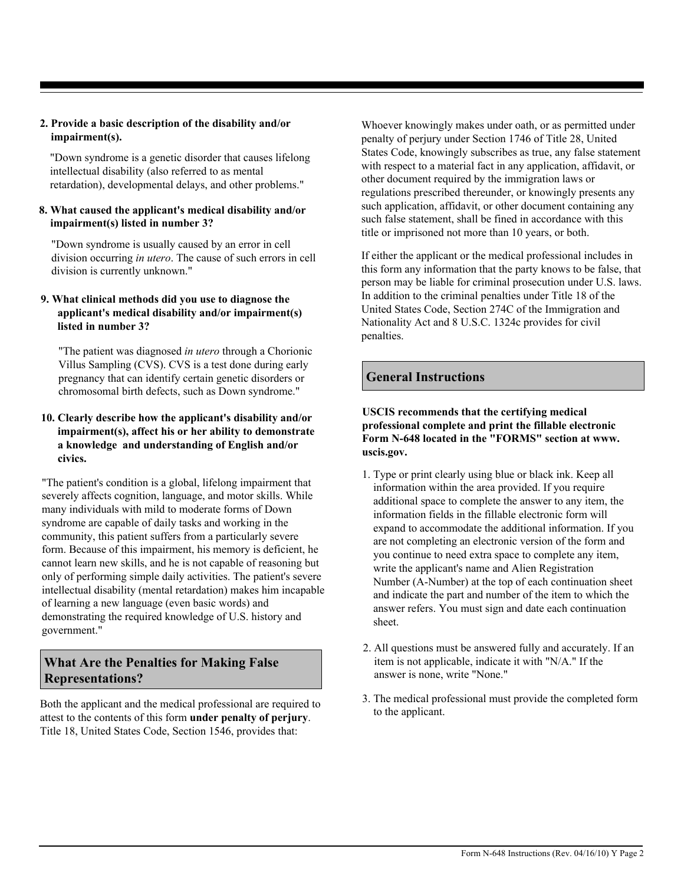**2. Provide a basic description of the disability and/or impairment(s).**

"Down syndrome is a genetic disorder that causes lifelong intellectual disability (also referred to as mental retardation), developmental delays, and other problems."

**8. What caused the applicant's medical disability and/or impairment(s) listed in number 3?**

"Down syndrome is usually caused by an error in cell division occurring *in utero*. The cause of such errors in cell division is currently unknown."

**9. What clinical methods did you use to diagnose the applicant's medical disability and/or impairment(s) listed in number 3?**

"The patient was diagnosed *in utero* through a Chorionic Villus Sampling (CVS). CVS is a test done during early pregnancy that can identify certain genetic disorders or chromosomal birth defects, such as Down syndrome."

**10. Clearly describe how the applicant's disability and/or impairment(s), affect his or her ability to demonstrate a knowledge and understanding of English and/or civics.**

"The patient's condition is a global, lifelong impairment that severely affects cognition, language, and motor skills. While many individuals with mild to moderate forms of Down syndrome are capable of daily tasks and working in the community, this patient suffers from a particularly severe form. Because of this impairment, his memory is deficient, he cannot learn new skills, and he is not capable of reasoning but only of performing simple daily activities. The patient's severe intellectual disability (mental retardation) makes him incapable of learning a new language (even basic words) and demonstrating the required knowledge of U.S. history and government."

## What Are the Penalties for Making False Representations?

Both the applicant and the medical professional are required to attest to the contents of this form **under penalty of perjury**. Title 18, United States Code, Section 1546, provides that:

Whoever knowingly makes under oath, or as permitted under penalty of perjury under Section 1746 of Title 28, United States Code, knowingly subscribes as true, any false statement with respect to a material fact in any application, affidavit, or other document required by the immigration laws or regulations prescribed thereunder, or knowingly presents any such application, affidavit, or other document containing any such false statement, shall be fined in accordance with this title or imprisoned not more than 10 years, or both.

If either the applicant or the medical professional includes in this form any information that the party knows to be false, that person may be liable for criminal prosecution under U.S. laws. In addition to the criminal penalties under Title 18 of the United States Code, Section 274C of the Immigration and Nationality Act and 8 U.S.C. 1324c provides for civil penalties.

## General Instructions

**USCIS recommends that the certifying medical professional complete and print the fillable electronic Form N-648 located in the "FORMS" section at www.uscis.gov.**

1. Type or print clearly using blue or black ink. Keep all information within the area provided. If you require additional space to complete the answer to any item, the information fields in the fillable electronic form will expand to accommodate the additional information. If you are not completing an electronic version of the form and you continue to need extra space to complete any item, write the applicant's name and Alien Registration Number (A-Number) at the top of each continuation sheet and indicate the part and number of the item to which the answer refers. You must sign and date each continuation sheet.

2. All questions must be answered fully and accurately. If an item is not applicable, indicate it with "N/A." If the answer is none, write "None."

3. The medical professional must provide the completed form to the applicant.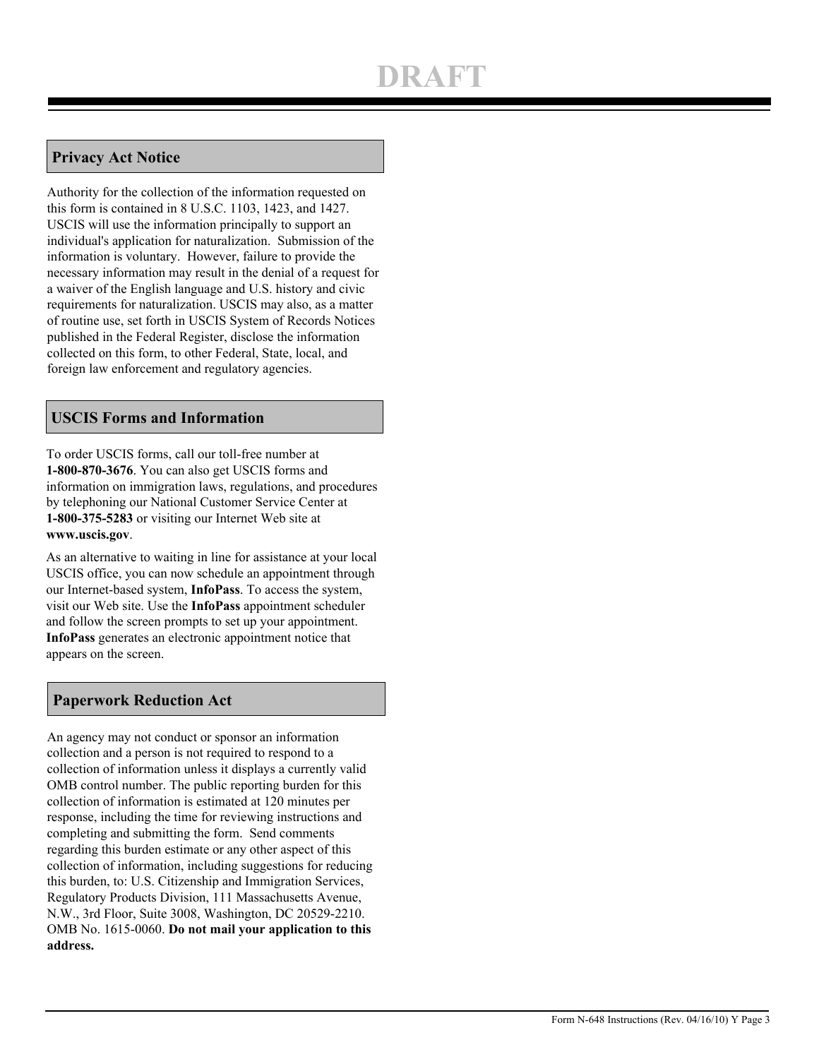DRAFT

## Privacy Act Notice

Authority for the collection of the information requested on this form is contained in 8 U.S.C. 1103, 1423, and 1427. USCIS will use the information principally to support an individual's application for naturalization. Submission of the information is voluntary. However, failure to provide the necessary information may result in the denial of a request for a waiver of the English language and U.S. history and civic requirements for naturalization. USCIS may also, as a matter of routine use, set forth in USCIS System of Records Notices published in the Federal Register, disclose the information collected on this form, to other Federal, State, local, and foreign law enforcement and regulatory agencies.

## USCIS Forms and Information

To order USCIS forms, call our toll-free number at **1-800-870-3676**. You can also get USCIS forms and information on immigration laws, regulations, and procedures by telephoning our National Customer Service Center at **1-800-375-5283** or visiting our Internet Web site at **www.uscis.gov**.

As an alternative to waiting in line for assistance at your local USCIS office, you can now schedule an appointment through our Internet-based system, **InfoPass**. To access the system, visit our Web site. Use the **InfoPass** appointment scheduler and follow the screen prompts to set up your appointment. **InfoPass** generates an electronic appointment notice that appears on the screen.

## Paperwork Reduction Act

An agency may not conduct or sponsor an information collection and a person is not required to respond to a collection of information unless it displays a currently valid OMB control number. The public reporting burden for this collection of information is estimated at 120 minutes per response, including the time for reviewing instructions and completing and submitting the form. Send comments regarding this burden estimate or any other aspect of this collection of information, including suggestions for reducing this burden, to: U.S. Citizenship and Immigration Services, Regulatory Products Division, 111 Massachusetts Avenue, N.W., 3rd Floor, Suite 3008, Washington, DC 20529-2210. OMB No. 1615-0060. **Do not mail your application to this address.**